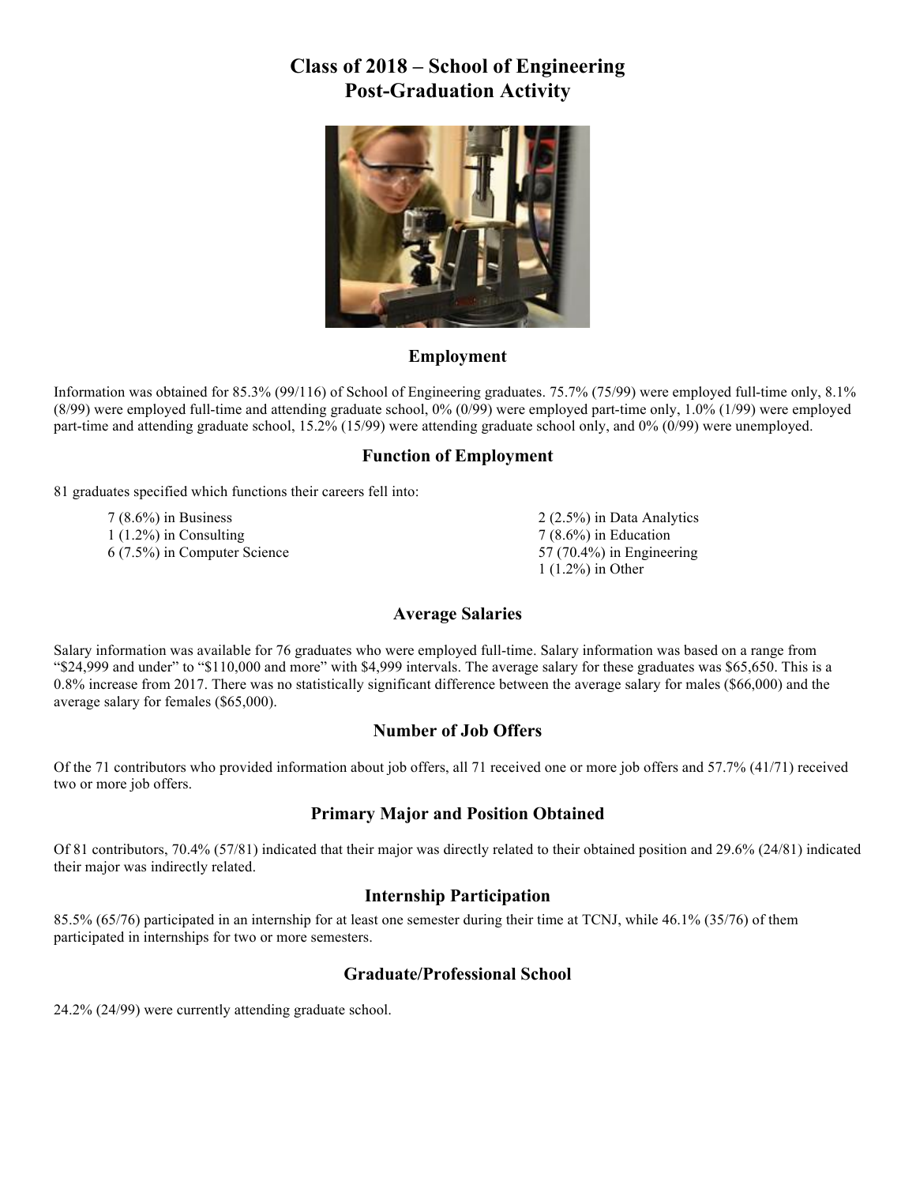# Class of 2018 – School of Engineering Post-Graduation Activity

## Employment

Information was obtained for 85.3% (99/116) of School of Engineering graduates. 75.7% (75/99) were employed full-time only, 8.1% (8/99) were employed full-time and attending graduate school, 0% (0/99) were employed part-time only, 1.0% (1/99) were employed part-time and attending graduate school, 15.2% (15/99) were attending graduate school only, and 0% (0/99) were unemployed.

## Function of Employment

81 graduates specified which functions their careers fell into:

- 7 (8.6%) in Business
- 1 (1.2%) in Consulting
- 6 (7.5%) in Computer Science
- 2 (2.5%) in Data Analytics
- 7 (8.6%) in Education
- 57 (70.4%) in Engineering
- 1 (1.2%) in Other

## Average Salaries

Salary information was available for 76 graduates who were employed full-time. Salary information was based on a range from "$24,999 and under" to "$110,000 and more" with $4,999 intervals. The average salary for these graduates was $65,650. This is a 0.8% increase from 2017. There was no statistically significant difference between the average salary for males ($66,000) and the average salary for females ($65,000).

## Number of Job Offers

Of the 71 contributors who provided information about job offers, all 71 received one or more job offers and 57.7% (41/71) received two or more job offers.

## Primary Major and Position Obtained

Of 81 contributors, 70.4% (57/81) indicated that their major was directly related to their obtained position and 29.6% (24/81) indicated their major was indirectly related.

## Internship Participation

85.5% (65/76) participated in an internship for at least one semester during their time at TCNJ, while 46.1% (35/76) of them participated in internships for two or more semesters.

## Graduate/Professional School

24.2% (24/99) were currently attending graduate school.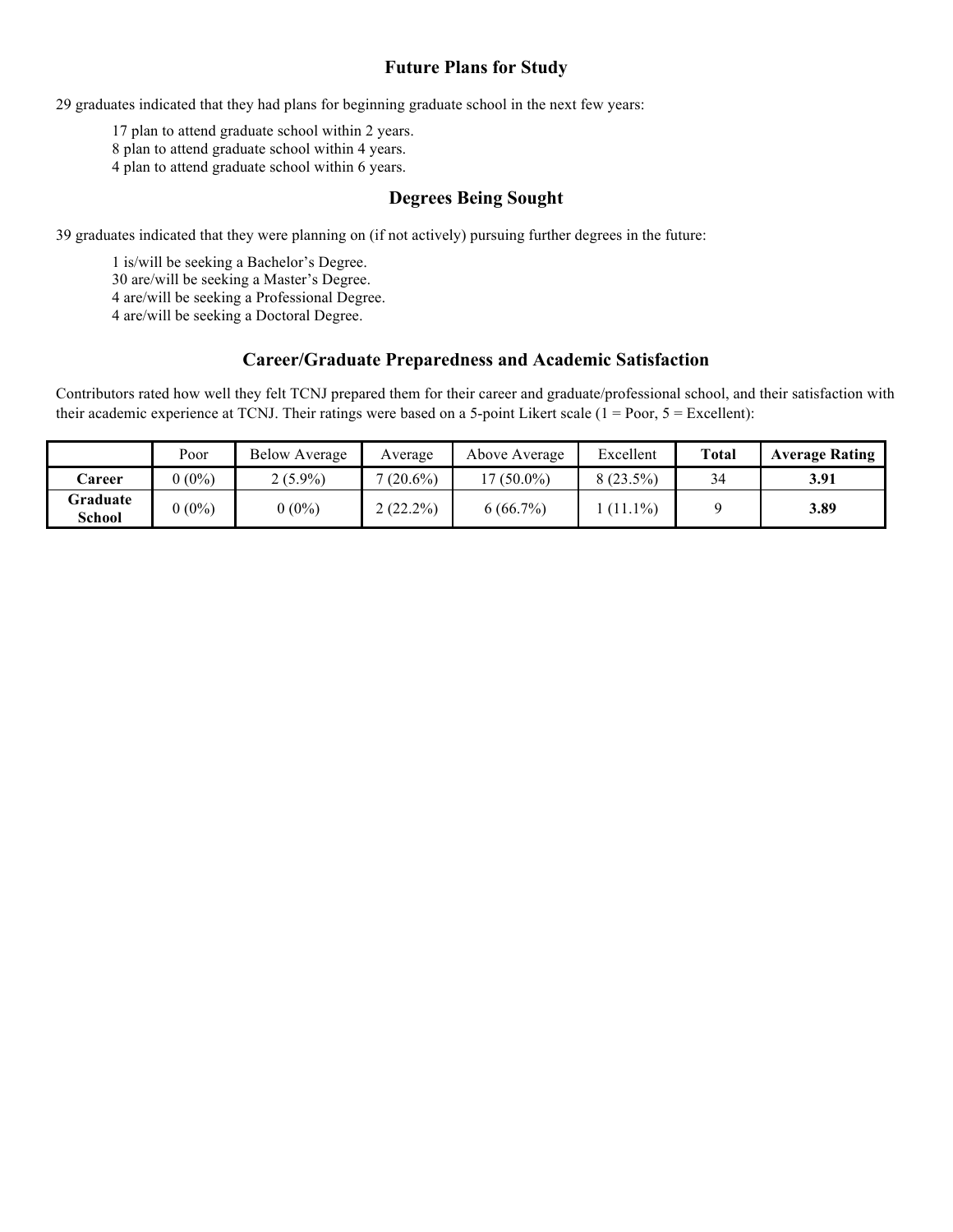## Future Plans for Study

29 graduates indicated that they had plans for beginning graduate school in the next few years:

17 plan to attend graduate school within 2 years.
8 plan to attend graduate school within 4 years.
4 plan to attend graduate school within 6 years.

## Degrees Being Sought

39 graduates indicated that they were planning on (if not actively) pursuing further degrees in the future:

1 is/will be seeking a Bachelor's Degree.
30 are/will be seeking a Master's Degree.
4 are/will be seeking a Professional Degree.
4 are/will be seeking a Doctoral Degree.

## Career/Graduate Preparedness and Academic Satisfaction

Contributors rated how well they felt TCNJ prepared them for their career and graduate/professional school, and their satisfaction with their academic experience at TCNJ. Their ratings were based on a 5-point Likert scale (1 = Poor, 5 = Excellent):

| | Poor | Below Average | Average | Above Average | Excellent | **Total** | **Average Rating** |
|---|---|---|---|---|---|---|---|
| **Career** | 0 (0%) | 2 (5.9%) | 7 (20.6%) | 17 (50.0%) | 8 (23.5%) | 34 | **3.91** |
| **Graduate School** | 0 (0%) | 0 (0%) | 2 (22.2%) | 6 (66.7%) | 1 (11.1%) | 9 | **3.89** |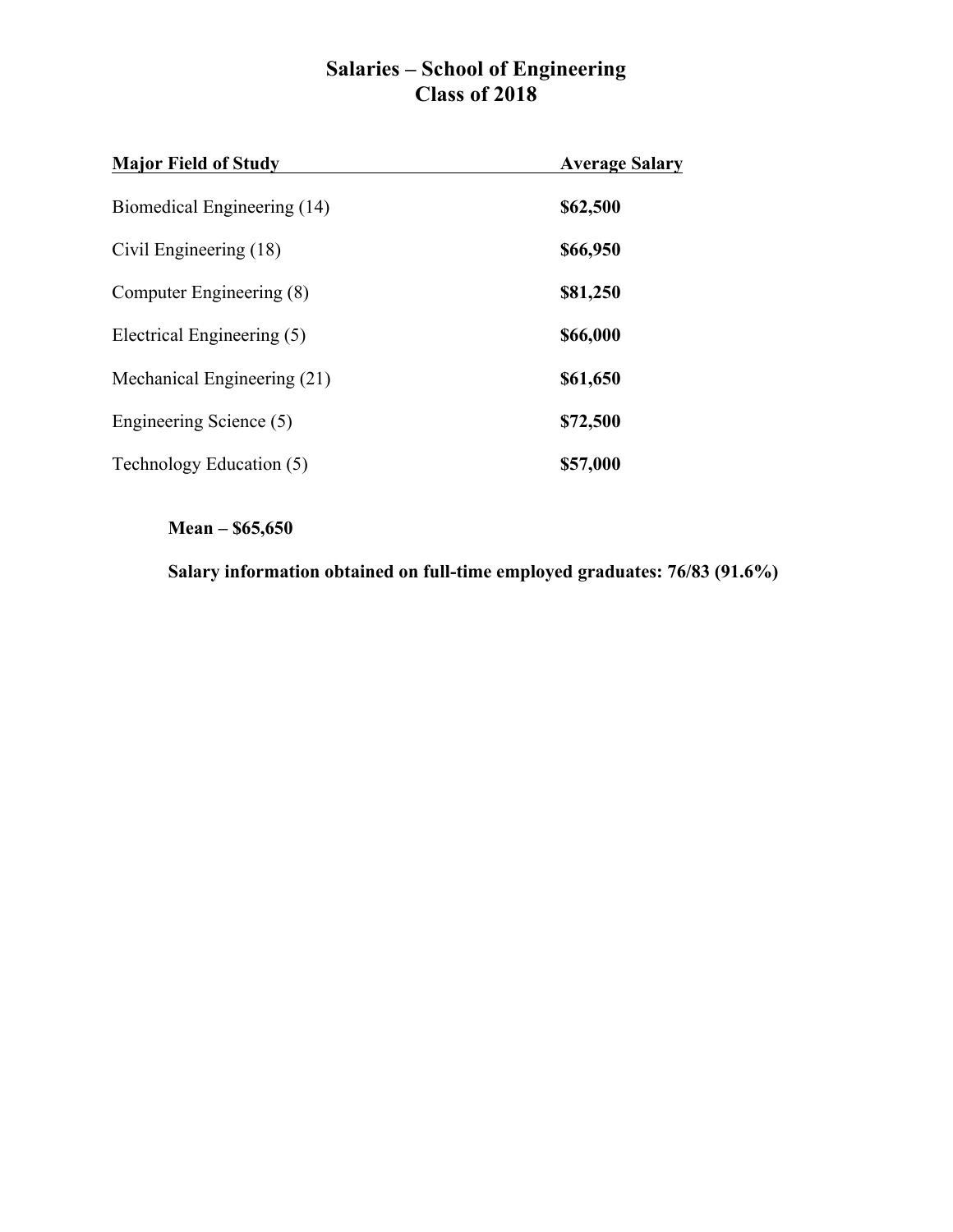# Salaries – School of Engineering
# Class of 2018

| Major Field of Study | Average Salary |
|---|---|
| Biomedical Engineering (14) | **$62,500** |
| Civil Engineering (18) | **$66,950** |
| Computer Engineering (8) | **$81,250** |
| Electrical Engineering (5) | **$66,000** |
| Mechanical Engineering (21) | **$61,650** |
| Engineering Science (5) | **$72,500** |
| Technology Education (5) | **$57,000** |

**Mean – $65,650**

**Salary information obtained on full-time employed graduates: 76/83 (91.6%)**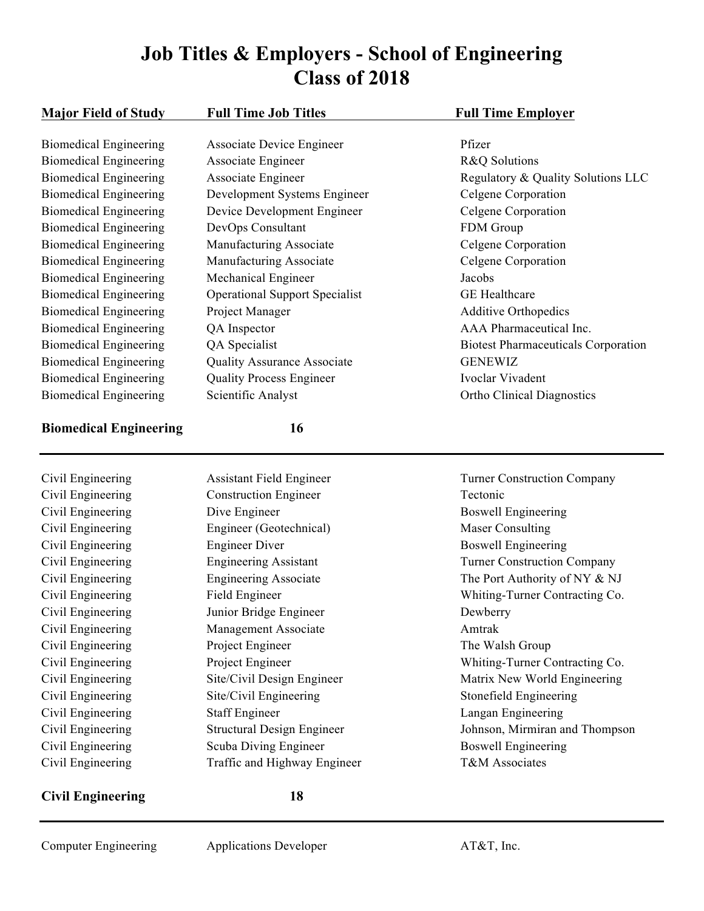# Job Titles & Employers - School of Engineering
# Class of 2018

| Major Field of Study | Full Time Job Titles | Full Time Employer |
| --- | --- | --- |
| Biomedical Engineering | Associate Device Engineer | Pfizer |
| Biomedical Engineering | Associate Engineer | R&Q Solutions |
| Biomedical Engineering | Associate Engineer | Regulatory & Quality Solutions LLC |
| Biomedical Engineering | Development Systems Engineer | Celgene Corporation |
| Biomedical Engineering | Device Development Engineer | Celgene Corporation |
| Biomedical Engineering | DevOps Consultant | FDM Group |
| Biomedical Engineering | Manufacturing Associate | Celgene Corporation |
| Biomedical Engineering | Manufacturing Associate | Celgene Corporation |
| Biomedical Engineering | Mechanical Engineer | Jacobs |
| Biomedical Engineering | Operational Support Specialist | GE Healthcare |
| Biomedical Engineering | Project Manager | Additive Orthopedics |
| Biomedical Engineering | QA Inspector | AAA Pharmaceutical Inc. |
| Biomedical Engineering | QA Specialist | Biotest Pharmaceuticals Corporation |
| Biomedical Engineering | Quality Assurance Associate | GENEWIZ |
| Biomedical Engineering | Quality Process Engineer | Ivoclar Vivadent |
| Biomedical Engineering | Scientific Analyst | Ortho Clinical Diagnostics |
| **Biomedical Engineering** | **16** | |

| Major Field of Study | Full Time Job Titles | Full Time Employer |
| --- | --- | --- |
| Civil Engineering | Assistant Field Engineer | Turner Construction Company |
| Civil Engineering | Construction Engineer | Tectonic |
| Civil Engineering | Dive Engineer | Boswell Engineering |
| Civil Engineering | Engineer (Geotechnical) | Maser Consulting |
| Civil Engineering | Engineer Diver | Boswell Engineering |
| Civil Engineering | Engineering Assistant | Turner Construction Company |
| Civil Engineering | Engineering Associate | The Port Authority of NY & NJ |
| Civil Engineering | Field Engineer | Whiting-Turner Contracting Co. |
| Civil Engineering | Junior Bridge Engineer | Dewberry |
| Civil Engineering | Management Associate | Amtrak |
| Civil Engineering | Project Engineer | The Walsh Group |
| Civil Engineering | Project Engineer | Whiting-Turner Contracting Co. |
| Civil Engineering | Site/Civil Design Engineer | Matrix New World Engineering |
| Civil Engineering | Site/Civil Engineering | Stonefield Engineering |
| Civil Engineering | Staff Engineer | Langan Engineering |
| Civil Engineering | Structural Design Engineer | Johnson, Mirmiran and Thompson |
| Civil Engineering | Scuba Diving Engineer | Boswell Engineering |
| Civil Engineering | Traffic and Highway Engineer | T&M Associates |
| **Civil Engineering** | **18** | |

| Major Field of Study | Full Time Job Titles | Full Time Employer |
| --- | --- | --- |
| Computer Engineering | Applications Developer | AT&T, Inc. |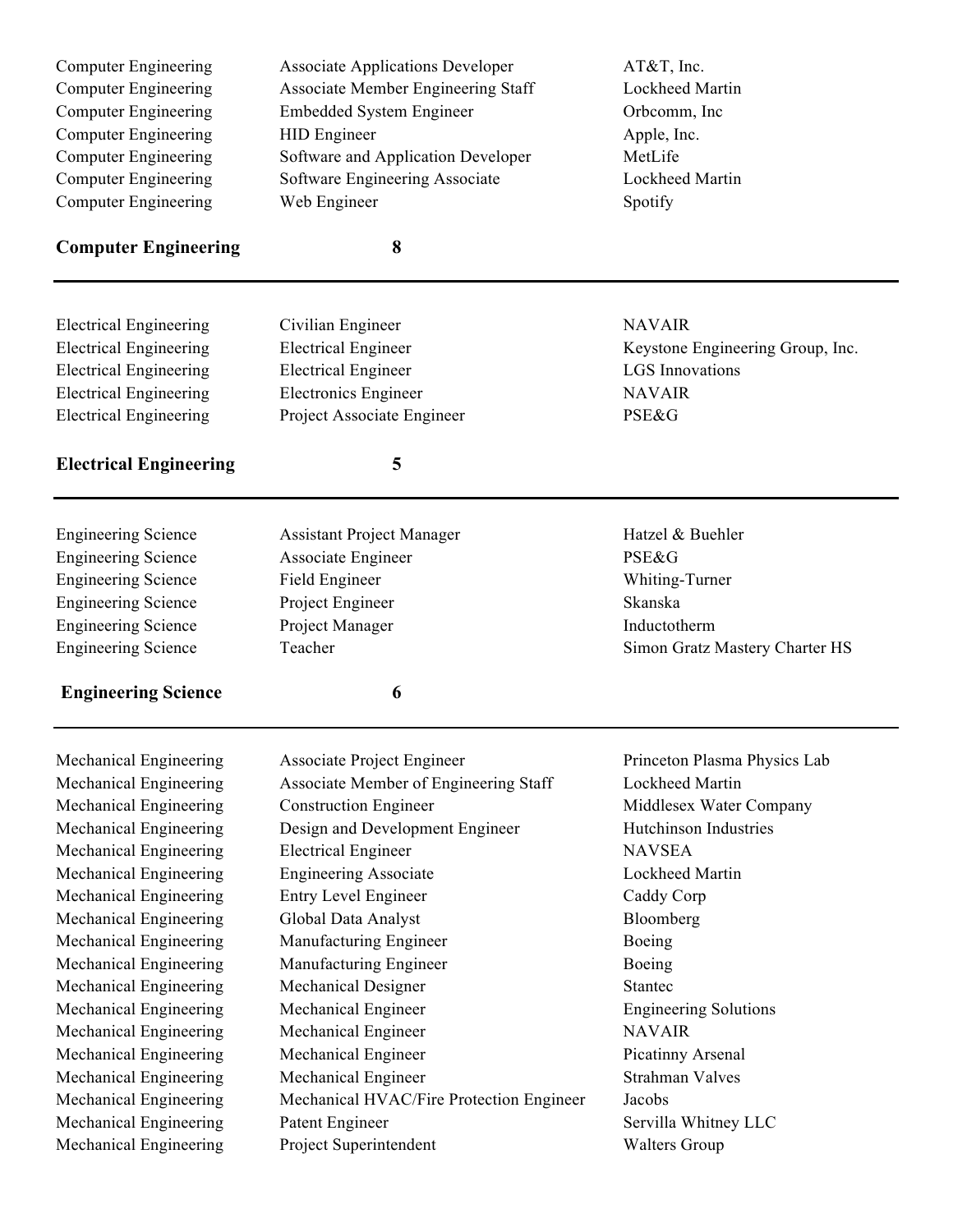| | | |
|---|---|---|
| Computer Engineering | Associate Applications Developer | AT&T, Inc. |
| Computer Engineering | Associate Member Engineering Staff | Lockheed Martin |
| Computer Engineering | Embedded System Engineer | Orbcomm, Inc |
| Computer Engineering | HID Engineer | Apple, Inc. |
| Computer Engineering | Software and Application Developer | MetLife |
| Computer Engineering | Software Engineering Associate | Lockheed Martin |
| Computer Engineering | Web Engineer | Spotify |
| **Computer Engineering** | **8** | |

---

| | | |
|---|---|---|
| Electrical Engineering | Civilian Engineer | NAVAIR |
| Electrical Engineering | Electrical Engineer | Keystone Engineering Group, Inc. |
| Electrical Engineering | Electrical Engineer | LGS Innovations |
| Electrical Engineering | Electronics Engineer | NAVAIR |
| Electrical Engineering | Project Associate Engineer | PSE&G |
| **Electrical Engineering** | **5** | |

---

| | | |
|---|---|---|
| Engineering Science | Assistant Project Manager | Hatzel & Buehler |
| Engineering Science | Associate Engineer | PSE&G |
| Engineering Science | Field Engineer | Whiting-Turner |
| Engineering Science | Project Engineer | Skanska |
| Engineering Science | Project Manager | Inductotherm |
| Engineering Science | Teacher | Simon Gratz Mastery Charter HS |
| **Engineering Science** | **6** | |

---

| | | |
|---|---|---|
| Mechanical Engineering | Associate Project Engineer | Princeton Plasma Physics Lab |
| Mechanical Engineering | Associate Member of Engineering Staff | Lockheed Martin |
| Mechanical Engineering | Construction Engineer | Middlesex Water Company |
| Mechanical Engineering | Design and Development Engineer | Hutchinson Industries |
| Mechanical Engineering | Electrical Engineer | NAVSEA |
| Mechanical Engineering | Engineering Associate | Lockheed Martin |
| Mechanical Engineering | Entry Level Engineer | Caddy Corp |
| Mechanical Engineering | Global Data Analyst | Bloomberg |
| Mechanical Engineering | Manufacturing Engineer | Boeing |
| Mechanical Engineering | Manufacturing Engineer | Boeing |
| Mechanical Engineering | Mechanical Designer | Stantec |
| Mechanical Engineering | Mechanical Engineer | Engineering Solutions |
| Mechanical Engineering | Mechanical Engineer | NAVAIR |
| Mechanical Engineering | Mechanical Engineer | Picatinny Arsenal |
| Mechanical Engineering | Mechanical Engineer | Strahman Valves |
| Mechanical Engineering | Mechanical HVAC/Fire Protection Engineer | Jacobs |
| Mechanical Engineering | Patent Engineer | Servilla Whitney LLC |
| Mechanical Engineering | Project Superintendent | Walters Group |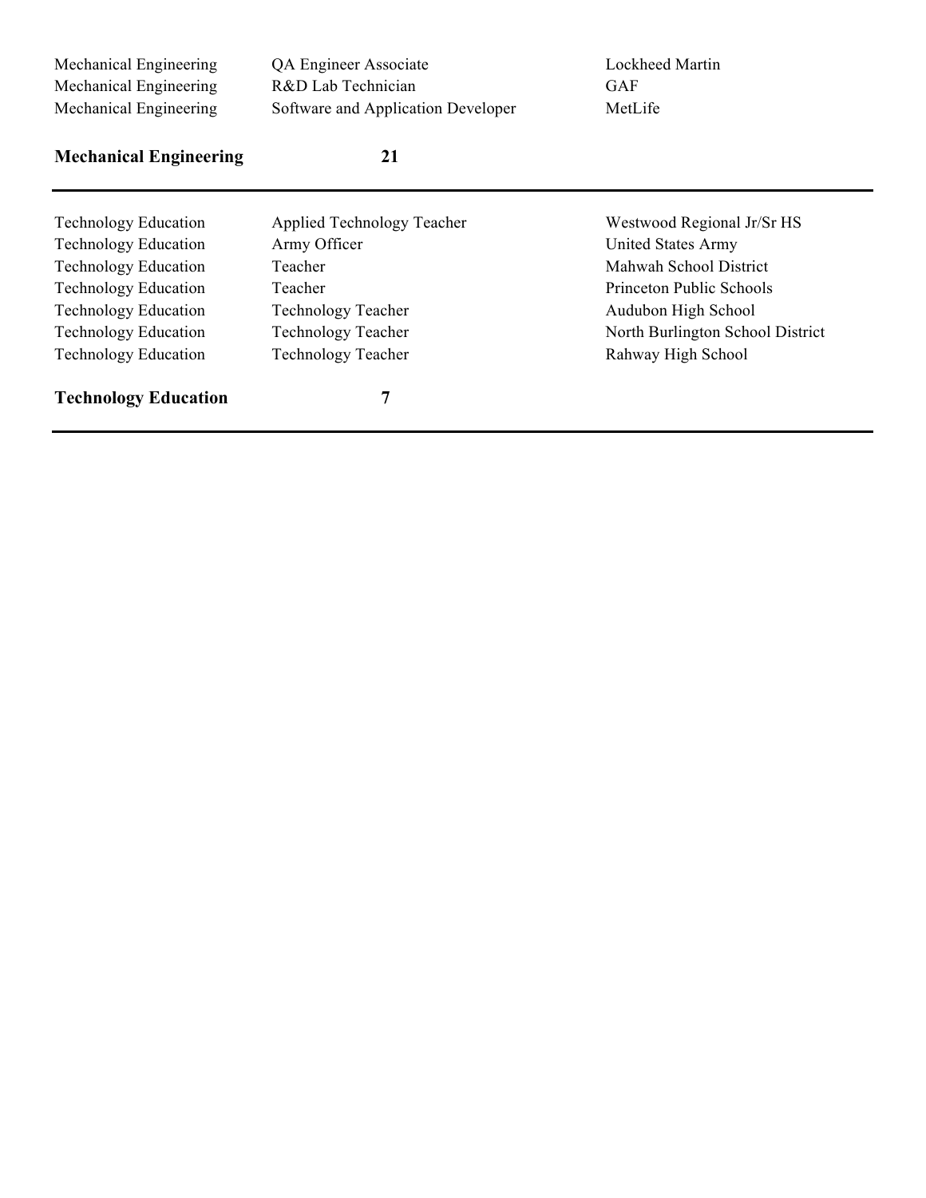| | | |
|---|---|---|
| Mechanical Engineering | QA Engineer Associate | Lockheed Martin |
| Mechanical Engineering | R&D Lab Technician | GAF |
| Mechanical Engineering | Software and Application Developer | MetLife |
| **Mechanical Engineering** | **21** | |

---

| | | |
|---|---|---|
| Technology Education | Applied Technology Teacher | Westwood Regional Jr/Sr HS |
| Technology Education | Army Officer | United States Army |
| Technology Education | Teacher | Mahwah School District |
| Technology Education | Teacher | Princeton Public Schools |
| Technology Education | Technology Teacher | Audubon High School |
| Technology Education | Technology Teacher | North Burlington School District |
| Technology Education | Technology Teacher | Rahway High School |
| **Technology Education** | **7** | |

---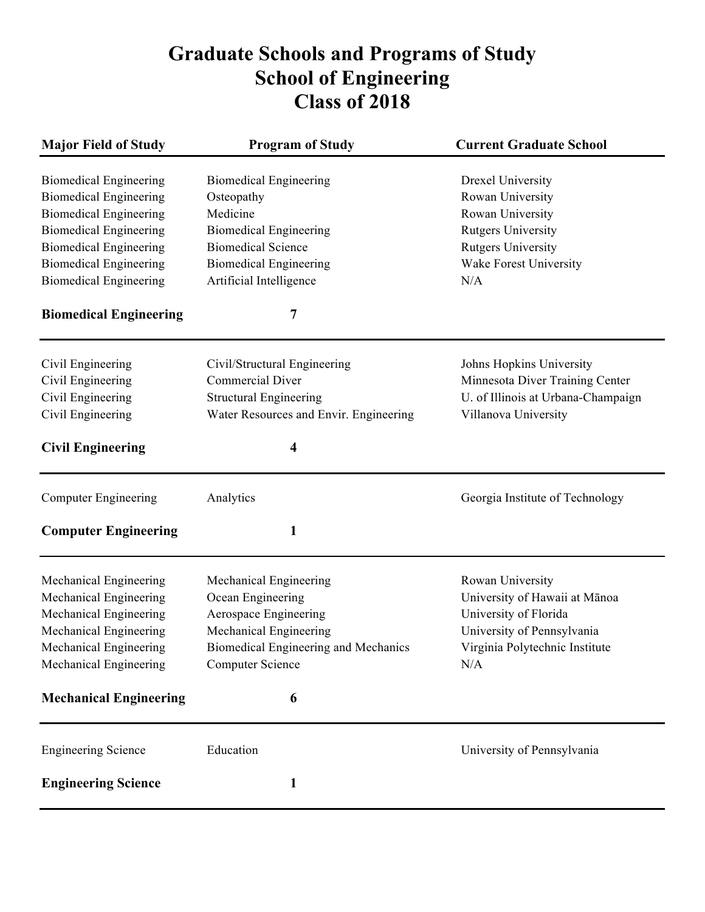# Graduate Schools and Programs of Study
# School of Engineering
# Class of 2018

| Major Field of Study | Program of Study | Current Graduate School |
|---|---|---|
| Biomedical Engineering | Biomedical Engineering | Drexel University |
| Biomedical Engineering | Osteopathy | Rowan University |
| Biomedical Engineering | Medicine | Rowan University |
| Biomedical Engineering | Biomedical Engineering | Rutgers University |
| Biomedical Engineering | Biomedical Science | Rutgers University |
| Biomedical Engineering | Biomedical Engineering | Wake Forest University |
| Biomedical Engineering | Artificial Intelligence | N/A |
| **Biomedical Engineering** | **7** | |
| Civil Engineering | Civil/Structural Engineering | Johns Hopkins University |
| Civil Engineering | Commercial Diver | Minnesota Diver Training Center |
| Civil Engineering | Structural Engineering | U. of Illinois at Urbana-Champaign |
| Civil Engineering | Water Resources and Envir. Engineering | Villanova University |
| **Civil Engineering** | **4** | |
| Computer Engineering | Analytics | Georgia Institute of Technology |
| **Computer Engineering** | **1** | |
| Mechanical Engineering | Mechanical Engineering | Rowan University |
| Mechanical Engineering | Ocean Engineering | University of Hawaii at Mānoa |
| Mechanical Engineering | Aerospace Engineering | University of Florida |
| Mechanical Engineering | Mechanical Engineering | University of Pennsylvania |
| Mechanical Engineering | Biomedical Engineering and Mechanics | Virginia Polytechnic Institute |
| Mechanical Engineering | Computer Science | N/A |
| **Mechanical Engineering** | **6** | |
| Engineering Science | Education | University of Pennsylvania |
| **Engineering Science** | **1** | |